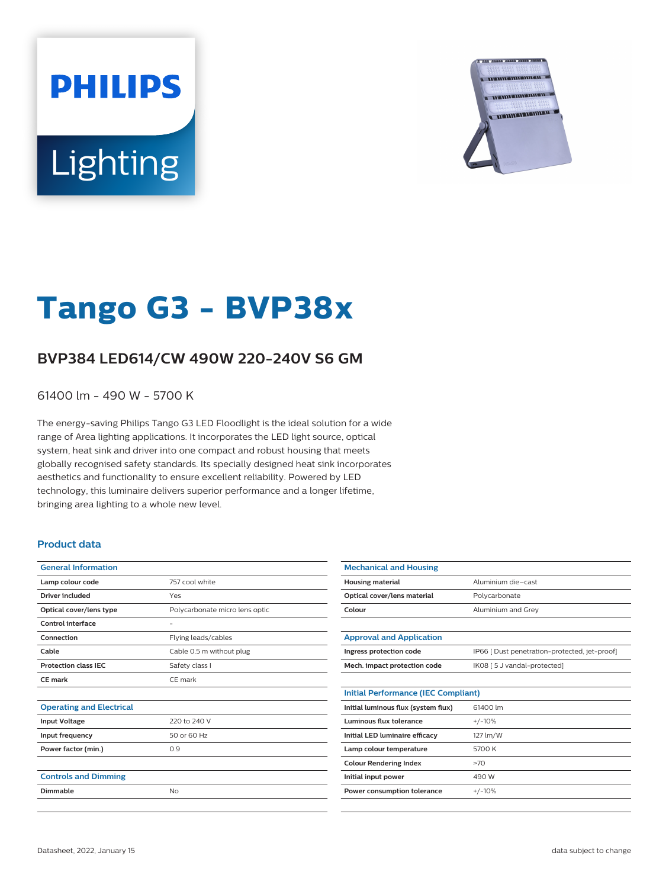PHILIPS

Lighting

# Tango G3 - BVP38x

## BVP384 LED614/CW 490W 220-240V S6 GM

61400 lm - 490 W - 5700 K

The energy-saving Philips Tango G3 LED Floodlight is the ideal solution for a wide range of Area lighting applications. It incorporates the LED light source, optical system, heat sink and driver into one compact and robust housing that meets globally recognised safety standards. Its specially designed heat sink incorporates aesthetics and functionality to ensure excellent reliability. Powered by LED technology, this luminaire delivers superior performance and a longer lifetime, bringing area lighting to a whole new level.

### Product data

| General Information | |
|---|---|
| Lamp colour code | 757 cool white |
| Driver included | Yes |
| Optical cover/lens type | Polycarbonate micro lens optic |
| Control interface | - |
| Connection | Flying leads/cables |
| Cable | Cable 0.5 m without plug |
| Protection class IEC | Safety class I |
| CE mark | CE mark |

| Operating and Electrical | |
|---|---|
| Input Voltage | 220 to 240 V |
| Input frequency | 50 or 60 Hz |
| Power factor (min.) | 0.9 |

| Controls and Dimming | |
|---|---|
| Dimmable | No |

| Mechanical and Housing | |
|---|---|
| Housing material | Aluminium die-cast |
| Optical cover/lens material | Polycarbonate |
| Colour | Aluminium and Grey |

| Approval and Application | |
|---|---|
| Ingress protection code | IP66 [ Dust penetration-protected, jet-proof] |
| Mech. impact protection code | IK08 [ 5 J vandal-protected] |

| Initial Performance (IEC Compliant) | |
|---|---|
| Initial luminous flux (system flux) | 61400 lm |
| Luminous flux tolerance | +/-10% |
| Initial LED luminaire efficacy | 127 lm/W |
| Lamp colour temperature | 5700 K |
| Colour Rendering Index | >70 |
| Initial input power | 490 W |
| Power consumption tolerance | +/-10% |

Datasheet, 2022, January 15

data subject to change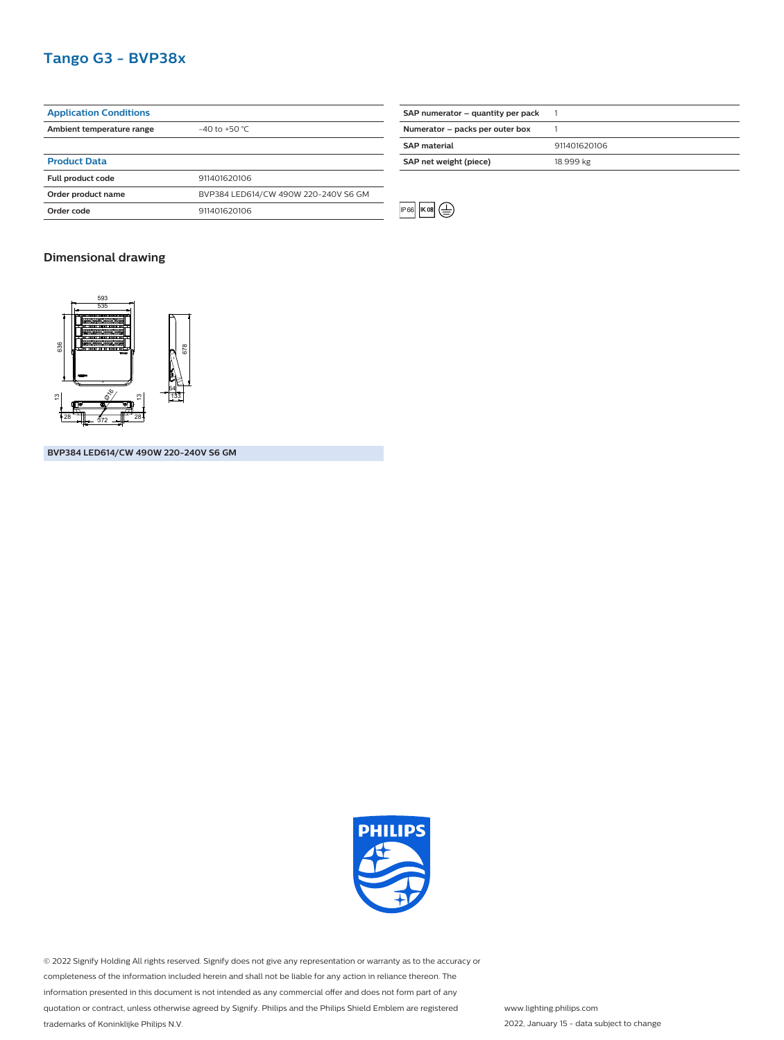# Tango G3 - BVP38x

| Application Conditions | |
|---|---|
| Ambient temperature range | -40 to +50 °C |

| Product Data | |
|---|---|
| Full product code | 911401620106 |
| Order product name | BVP384 LED614/CW 490W 220-240V S6 GM |
| Order code | 911401620106 |

| | |
|---|---|
| SAP numerator – quantity per pack | 1 |
| Numerator – packs per outer box | 1 |
| SAP material | 911401620106 |
| SAP net weight (piece) | 18.999 kg |

IP66 IK08

## Dimensional drawing

593
535
636
678
54
133
13
Ø16
13
28
372
28

BVP384 LED614/CW 490W 220-240V S6 GM

© 2022 Signify Holding All rights reserved. Signify does not give any representation or warranty as to the accuracy or completeness of the information included herein and shall not be liable for any action in reliance thereon. The information presented in this document is not intended as any commercial offer and does not form part of any quotation or contract, unless otherwise agreed by Signify. Philips and the Philips Shield Emblem are registered trademarks of Koninklijke Philips N.V.

www.lighting.philips.com
2022, January 15 - data subject to change